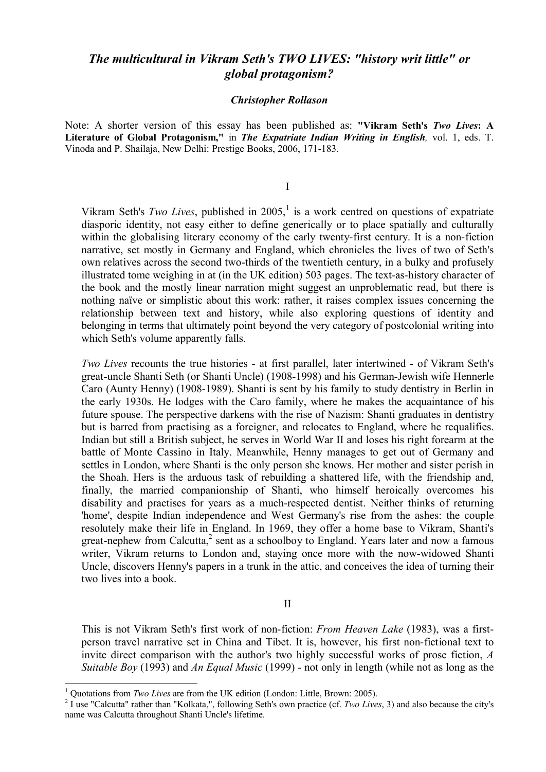# *The multicultural in Vikram Seth's TWO LIVES: "history writ little" or global protagonism?*

***Christopher Rollason***

Note: A shorter version of this essay has been published as: **"Vikram Seth's *Two Lives*: A Literature of Global Protagonism,"** in ***The Expatriate Indian Writing in English****,* vol. 1, eds. T. Vinoda and P. Shailaja, New Delhi: Prestige Books, 2006, 171-183.

I

Vikram Seth's *Two Lives*, published in 2005,[1] is a work centred on questions of expatriate diasporic identity, not easy either to define generically or to place spatially and culturally within the globalising literary economy of the early twenty-first century. It is a non-fiction narrative, set mostly in Germany and England, which chronicles the lives of two of Seth's own relatives across the second two-thirds of the twentieth century, in a bulky and profusely illustrated tome weighing in at (in the UK edition) 503 pages. The text-as-history character of the book and the mostly linear narration might suggest an unproblematic read, but there is nothing naïve or simplistic about this work: rather, it raises complex issues concerning the relationship between text and history, while also exploring questions of identity and belonging in terms that ultimately point beyond the very category of postcolonial writing into which Seth's volume apparently falls.

*Two Lives* recounts the true histories - at first parallel, later intertwined - of Vikram Seth's great-uncle Shanti Seth (or Shanti Uncle) (1908-1998) and his German-Jewish wife Hennerle Caro (Aunty Henny) (1908-1989). Shanti is sent by his family to study dentistry in Berlin in the early 1930s. He lodges with the Caro family, where he makes the acquaintance of his future spouse. The perspective darkens with the rise of Nazism: Shanti graduates in dentistry but is barred from practising as a foreigner, and relocates to England, where he requalifies. Indian but still a British subject, he serves in World War II and loses his right forearm at the battle of Monte Cassino in Italy. Meanwhile, Henny manages to get out of Germany and settles in London, where Shanti is the only person she knows. Her mother and sister perish in the Shoah. Hers is the arduous task of rebuilding a shattered life, with the friendship and, finally, the married companionship of Shanti, who himself heroically overcomes his disability and practises for years as a much-respected dentist. Neither thinks of returning 'home', despite Indian independence and West Germany's rise from the ashes: the couple resolutely make their life in England. In 1969, they offer a home base to Vikram, Shanti's great-nephew from Calcutta,[2] sent as a schoolboy to England. Years later and now a famous writer, Vikram returns to London and, staying once more with the now-widowed Shanti Uncle, discovers Henny's papers in a trunk in the attic, and conceives the idea of turning their two lives into a book.

II

This is not Vikram Seth's first work of non-fiction: *From Heaven Lake* (1983), was a first-person travel narrative set in China and Tibet. It is, however, his first non-fictional text to invite direct comparison with the author's two highly successful works of prose fiction, *A Suitable Boy* (1993) and *An Equal Music* (1999) - not only in length (while not as long as the

[1] Quotations from *Two Lives* are from the UK edition (London: Little, Brown: 2005).

[2] I use "Calcutta" rather than "Kolkata,", following Seth's own practice (cf. *Two Lives*, 3) and also because the city's name was Calcutta throughout Shanti Uncle's lifetime.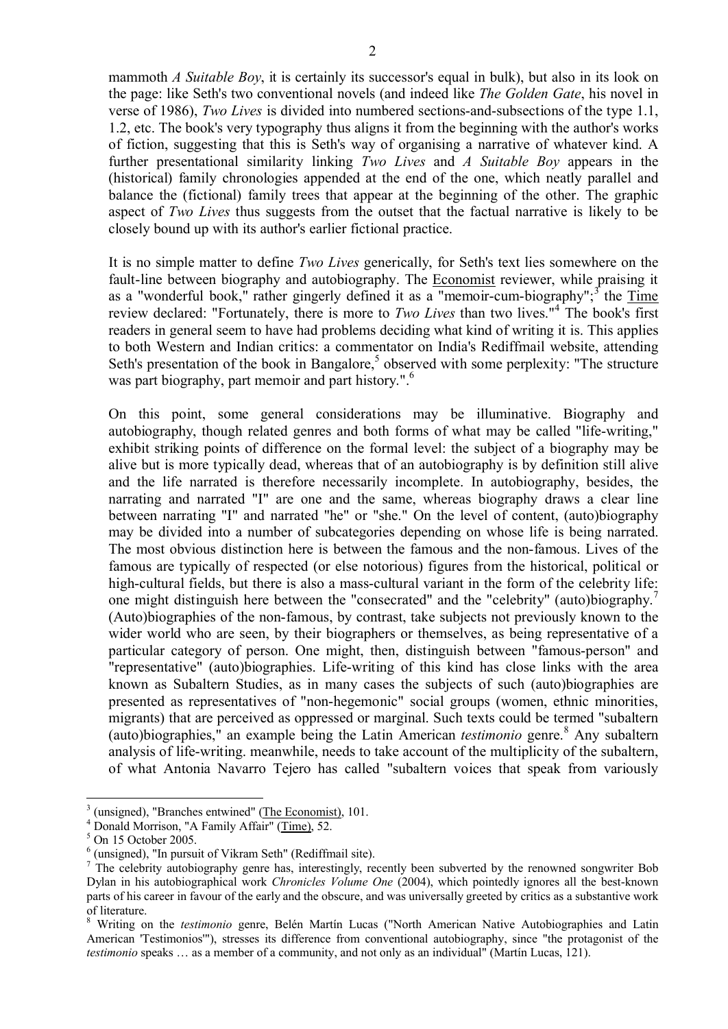mammoth *A Suitable Boy*, it is certainly its successor's equal in bulk), but also in its look on the page: like Seth's two conventional novels (and indeed like *The Golden Gate*, his novel in verse of 1986), *Two Lives* is divided into numbered sections-and-subsections of the type 1.1, 1.2, etc. The book's very typography thus aligns it from the beginning with the author's works of fiction, suggesting that this is Seth's way of organising a narrative of whatever kind. A further presentational similarity linking *Two Lives* and *A Suitable Boy* appears in the (historical) family chronologies appended at the end of the one, which neatly parallel and balance the (fictional) family trees that appear at the beginning of the other. The graphic aspect of *Two Lives* thus suggests from the outset that the factual narrative is likely to be closely bound up with its author's earlier fictional practice.

It is no simple matter to define *Two Lives* generically, for Seth's text lies somewhere on the fault-line between biography and autobiography. The Economist reviewer, while praising it as a "wonderful book," rather gingerly defined it as a "memoir-cum-biography";[3] the Time review declared: "Fortunately, there is more to *Two Lives* than two lives."[4] The book's first readers in general seem to have had problems deciding what kind of writing it is. This applies to both Western and Indian critics: a commentator on India's Rediffmail website, attending Seth's presentation of the book in Bangalore,[5] observed with some perplexity: "The structure was part biography, part memoir and part history.".[6]

On this point, some general considerations may be illuminative. Biography and autobiography, though related genres and both forms of what may be called "life-writing," exhibit striking points of difference on the formal level: the subject of a biography may be alive but is more typically dead, whereas that of an autobiography is by definition still alive and the life narrated is therefore necessarily incomplete. In autobiography, besides, the narrating and narrated "I" are one and the same, whereas biography draws a clear line between narrating "I" and narrated "he" or "she." On the level of content, (auto)biography may be divided into a number of subcategories depending on whose life is being narrated. The most obvious distinction here is between the famous and the non-famous. Lives of the famous are typically of respected (or else notorious) figures from the historical, political or high-cultural fields, but there is also a mass-cultural variant in the form of the celebrity life: one might distinguish here between the "consecrated" and the "celebrity" (auto)biography.[7] (Auto)biographies of the non-famous, by contrast, take subjects not previously known to the wider world who are seen, by their biographers or themselves, as being representative of a particular category of person. One might, then, distinguish between "famous-person" and "representative" (auto)biographies. Life-writing of this kind has close links with the area known as Subaltern Studies, as in many cases the subjects of such (auto)biographies are presented as representatives of "non-hegemonic" social groups (women, ethnic minorities, migrants) that are perceived as oppressed or marginal. Such texts could be termed "subaltern (auto)biographies," an example being the Latin American *testimonio* genre.[8] Any subaltern analysis of life-writing. meanwhile, needs to take account of the multiplicity of the subaltern, of what Antonia Navarro Tejero has called "subaltern voices that speak from variously

---

[3] (unsigned), "Branches entwined" (The Economist), 101.

[4] Donald Morrison, "A Family Affair" (Time), 52.

[5] On 15 October 2005.

[6] (unsigned), "In pursuit of Vikram Seth" (Rediffmail site).

[7] The celebrity autobiography genre has, interestingly, recently been subverted by the renowned songwriter Bob Dylan in his autobiographical work *Chronicles Volume One* (2004), which pointedly ignores all the best-known parts of his career in favour of the early and the obscure, and was universally greeted by critics as a substantive work of literature.

[8] Writing on the *testimonio* genre, Belén Martín Lucas ("North American Native Autobiographies and Latin American 'Testimonios'"), stresses its difference from conventional autobiography, since "the protagonist of the *testimonio* speaks … as a member of a community, and not only as an individual" (Martín Lucas, 121).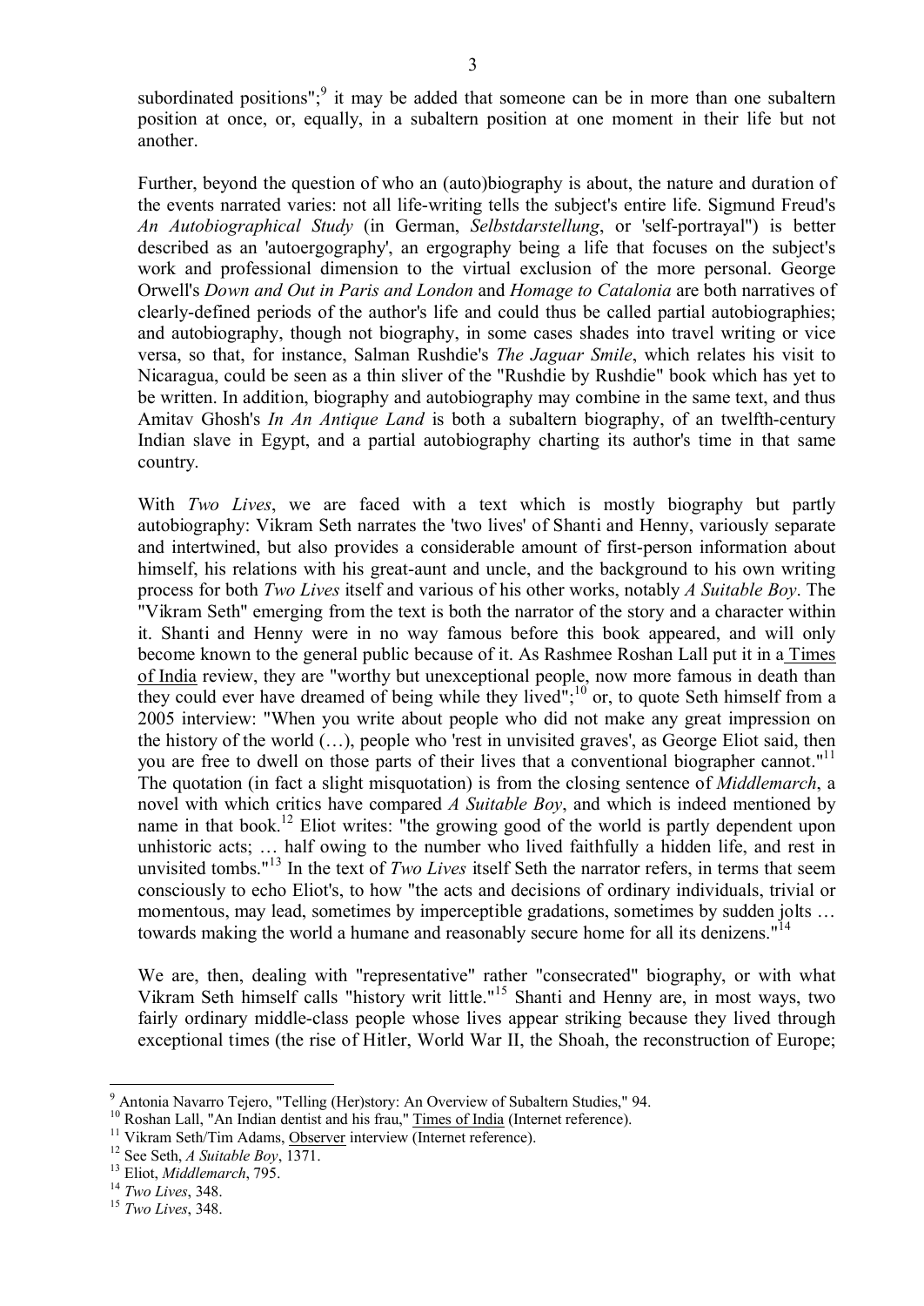subordinated positions";[9] it may be added that someone can be in more than one subaltern position at once, or, equally, in a subaltern position at one moment in their life but not another.

Further, beyond the question of who an (auto)biography is about, the nature and duration of the events narrated varies: not all life-writing tells the subject's entire life. Sigmund Freud's *An Autobiographical Study* (in German, *Selbstdarstellung*, or 'self-portrayal'') is better described as an 'autoergography', an ergography being a life that focuses on the subject's work and professional dimension to the virtual exclusion of the more personal. George Orwell's *Down and Out in Paris and London* and *Homage to Catalonia* are both narratives of clearly-defined periods of the author's life and could thus be called partial autobiographies; and autobiography, though not biography, in some cases shades into travel writing or vice versa, so that, for instance, Salman Rushdie's *The Jaguar Smile*, which relates his visit to Nicaragua, could be seen as a thin sliver of the "Rushdie by Rushdie" book which has yet to be written. In addition, biography and autobiography may combine in the same text, and thus Amitav Ghosh's *In An Antique Land* is both a subaltern biography, of an twelfth-century Indian slave in Egypt, and a partial autobiography charting its author's time in that same country.

With *Two Lives*, we are faced with a text which is mostly biography but partly autobiography: Vikram Seth narrates the 'two lives' of Shanti and Henny, variously separate and intertwined, but also provides a considerable amount of first-person information about himself, his relations with his great-aunt and uncle, and the background to his own writing process for both *Two Lives* itself and various of his other works, notably *A Suitable Boy*. The "Vikram Seth" emerging from the text is both the narrator of the story and a character within it. Shanti and Henny were in no way famous before this book appeared, and will only become known to the general public because of it. As Rashmee Roshan Lall put it in a Times of India review, they are "worthy but unexceptional people, now more famous in death than they could ever have dreamed of being while they lived";[10] or, to quote Seth himself from a 2005 interview: "When you write about people who did not make any great impression on the history of the world (…), people who 'rest in unvisited graves', as George Eliot said, then you are free to dwell on those parts of their lives that a conventional biographer cannot."[11] The quotation (in fact a slight misquotation) is from the closing sentence of *Middlemarch*, a novel with which critics have compared *A Suitable Boy*, and which is indeed mentioned by name in that book.[12] Eliot writes: "the growing good of the world is partly dependent upon unhistoric acts; … half owing to the number who lived faithfully a hidden life, and rest in unvisited tombs."[13] In the text of *Two Lives* itself Seth the narrator refers, in terms that seem consciously to echo Eliot's, to how "the acts and decisions of ordinary individuals, trivial or momentous, may lead, sometimes by imperceptible gradations, sometimes by sudden jolts … towards making the world a humane and reasonably secure home for all its denizens."[14]

We are, then, dealing with "representative" rather "consecrated" biography, or with what Vikram Seth himself calls "history writ little."[15] Shanti and Henny are, in most ways, two fairly ordinary middle-class people whose lives appear striking because they lived through exceptional times (the rise of Hitler, World War II, the Shoah, the reconstruction of Europe;

---

[9] Antonia Navarro Tejero, "Telling (Her)story: An Overview of Subaltern Studies," 94.

[10] Roshan Lall, "An Indian dentist and his frau," Times of India (Internet reference).

[11] Vikram Seth/Tim Adams, Observer interview (Internet reference).

[12] See Seth, *A Suitable Boy*, 1371.

[13] Eliot, *Middlemarch*, 795.

[14] *Two Lives*, 348.

[15] *Two Lives*, 348.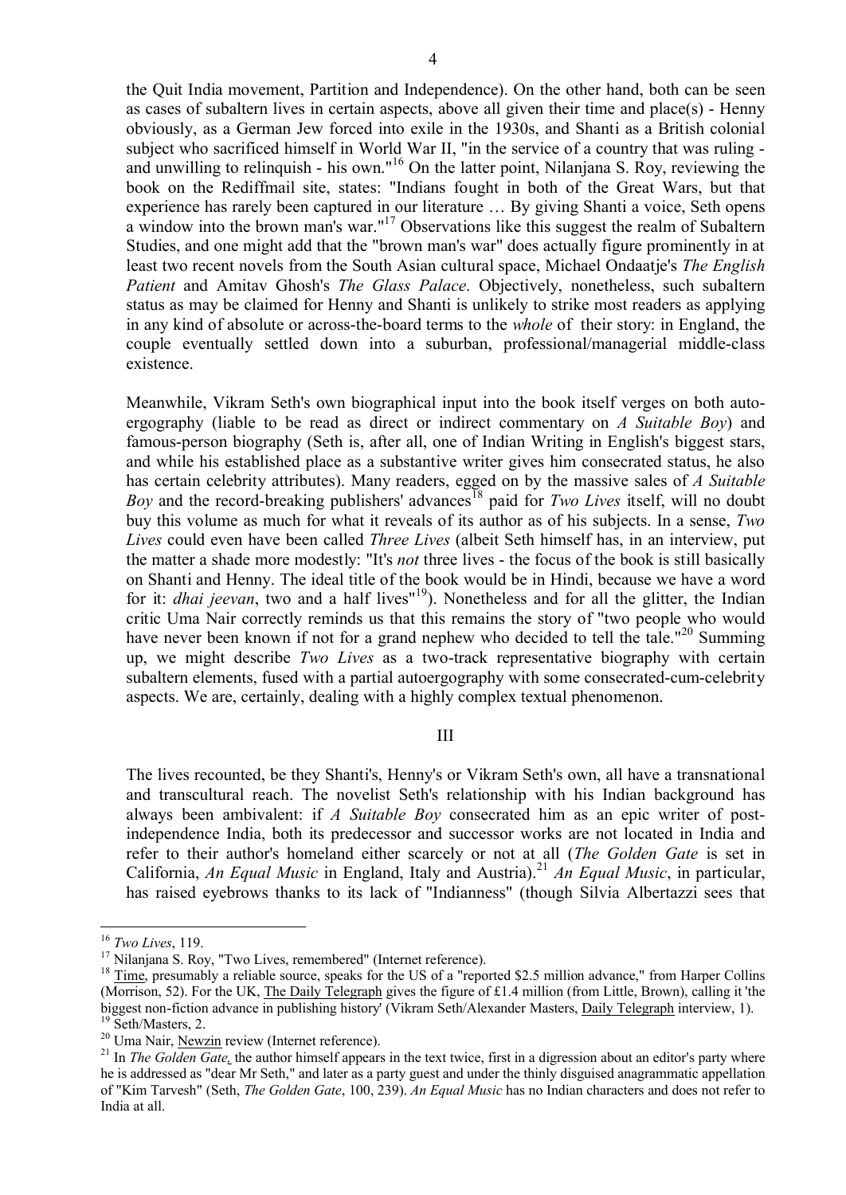the Quit India movement, Partition and Independence). On the other hand, both can be seen as cases of subaltern lives in certain aspects, above all given their time and place(s) - Henny obviously, as a German Jew forced into exile in the 1930s, and Shanti as a British colonial subject who sacrificed himself in World War II, "in the service of a country that was ruling - and unwilling to relinquish - his own."[16] On the latter point, Nilanjana S. Roy, reviewing the book on the Rediffmail site, states: "Indians fought in both of the Great Wars, but that experience has rarely been captured in our literature … By giving Shanti a voice, Seth opens a window into the brown man's war."[17] Observations like this suggest the realm of Subaltern Studies, and one might add that the "brown man's war" does actually figure prominently in at least two recent novels from the South Asian cultural space, Michael Ondaatje's *The English Patient* and Amitav Ghosh's *The Glass Palace*. Objectively, nonetheless, such subaltern status as may be claimed for Henny and Shanti is unlikely to strike most readers as applying in any kind of absolute or across-the-board terms to the *whole* of their story: in England, the couple eventually settled down into a suburban, professional/managerial middle-class existence.

Meanwhile, Vikram Seth's own biographical input into the book itself verges on both auto-ergography (liable to be read as direct or indirect commentary on *A Suitable Boy*) and famous-person biography (Seth is, after all, one of Indian Writing in English's biggest stars, and while his established place as a substantive writer gives him consecrated status, he also has certain celebrity attributes). Many readers, egged on by the massive sales of *A Suitable Boy* and the record-breaking publishers' advances[18] paid for *Two Lives* itself, will no doubt buy this volume as much for what it reveals of its author as of his subjects. In a sense, *Two Lives* could even have been called *Three Lives* (albeit Seth himself has, in an interview, put the matter a shade more modestly: "It's *not* three lives - the focus of the book is still basically on Shanti and Henny. The ideal title of the book would be in Hindi, because we have a word for it: *dhai jeevan*, two and a half lives"[19]). Nonetheless and for all the glitter, the Indian critic Uma Nair correctly reminds us that this remains the story of "two people who would have never been known if not for a grand nephew who decided to tell the tale."[20] Summing up, we might describe *Two Lives* as a two-track representative biography with certain subaltern elements, fused with a partial autoergography with some consecrated-cum-celebrity aspects. We are, certainly, dealing with a highly complex textual phenomenon.

## III

The lives recounted, be they Shanti's, Henny's or Vikram Seth's own, all have a transnational and transcultural reach. The novelist Seth's relationship with his Indian background has always been ambivalent: if *A Suitable Boy* consecrated him as an epic writer of post-independence India, both its predecessor and successor works are not located in India and refer to their author's homeland either scarcely or not at all (*The Golden Gate* is set in California, *An Equal Music* in England, Italy and Austria).[21] *An Equal Music*, in particular, has raised eyebrows thanks to its lack of "Indianness" (though Silvia Albertazzi sees that

---

[16] *Two Lives*, 119.

[17] Nilanjana S. Roy, "Two Lives, remembered" (Internet reference).

[18] Time, presumably a reliable source, speaks for the US of a "reported $2.5 million advance," from Harper Collins (Morrison, 52). For the UK, The Daily Telegraph gives the figure of £1.4 million (from Little, Brown), calling it 'the biggest non-fiction advance in publishing history' (Vikram Seth/Alexander Masters, Daily Telegraph interview, 1).

[19] Seth/Masters, 2.

[20] Uma Nair, Newzin review (Internet reference).

[21] In *The Golden Gate*, the author himself appears in the text twice, first in a digression about an editor's party where he is addressed as "dear Mr Seth," and later as a party guest and under the thinly disguised anagrammatic appellation of "Kim Tarvesh" (Seth, *The Golden Gate*, 100, 239). *An Equal Music* has no Indian characters and does not refer to India at all.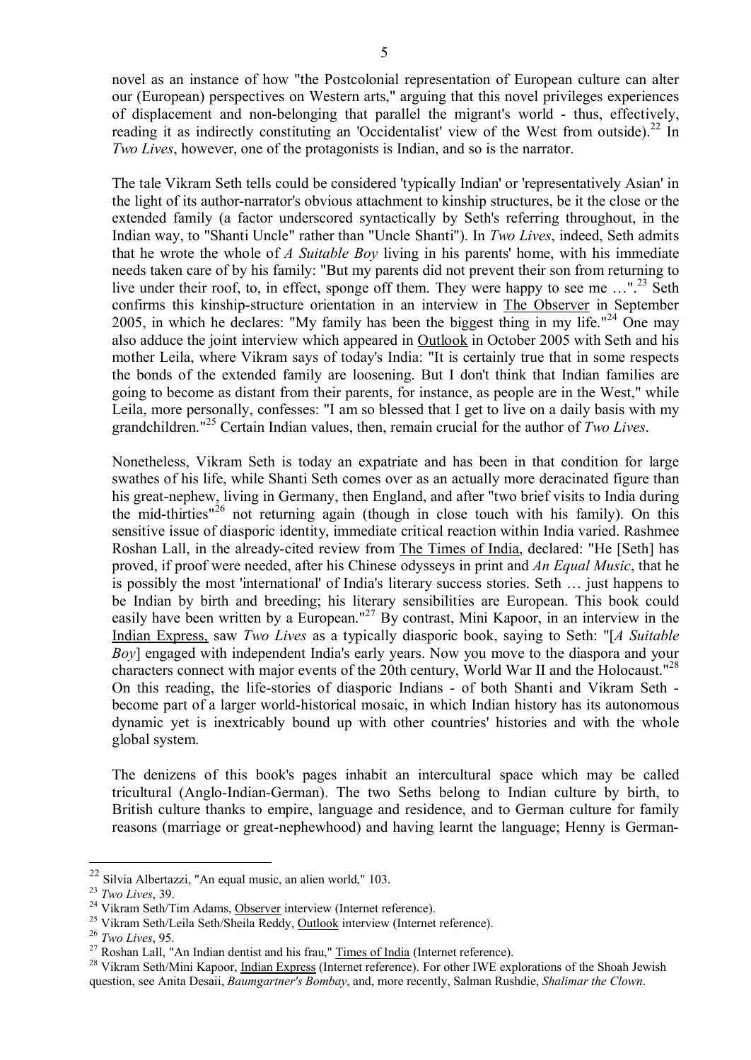novel as an instance of how "the Postcolonial representation of European culture can alter our (European) perspectives on Western arts," arguing that this novel privileges experiences of displacement and non-belonging that parallel the migrant's world - thus, effectively, reading it as indirectly constituting an 'Occidentalist' view of the West from outside).[22] In *Two Lives*, however, one of the protagonists is Indian, and so is the narrator.

The tale Vikram Seth tells could be considered 'typically Indian' or 'representatively Asian' in the light of its author-narrator's obvious attachment to kinship structures, be it the close or the extended family (a factor underscored syntactically by Seth's referring throughout, in the Indian way, to "Shanti Uncle" rather than "Uncle Shanti"). In *Two Lives*, indeed, Seth admits that he wrote the whole of *A Suitable Boy* living in his parents' home, with his immediate needs taken care of by his family: "But my parents did not prevent their son from returning to live under their roof, to, in effect, sponge off them. They were happy to see me …".[23] Seth confirms this kinship-structure orientation in an interview in The Observer in September 2005, in which he declares: "My family has been the biggest thing in my life."[24] One may also adduce the joint interview which appeared in Outlook in October 2005 with Seth and his mother Leila, where Vikram says of today's India: "It is certainly true that in some respects the bonds of the extended family are loosening. But I don't think that Indian families are going to become as distant from their parents, for instance, as people are in the West," while Leila, more personally, confesses: "I am so blessed that I get to live on a daily basis with my grandchildren."[25] Certain Indian values, then, remain crucial for the author of *Two Lives*.

Nonetheless, Vikram Seth is today an expatriate and has been in that condition for large swathes of his life, while Shanti Seth comes over as an actually more deracinated figure than his great-nephew, living in Germany, then England, and after "two brief visits to India during the mid-thirties"[26] not returning again (though in close touch with his family). On this sensitive issue of diasporic identity, immediate critical reaction within India varied. Rashmee Roshan Lall, in the already-cited review from The Times of India, declared: "He [Seth] has proved, if proof were needed, after his Chinese odysseys in print and *An Equal Music*, that he is possibly the most 'international' of India's literary success stories. Seth … just happens to be Indian by birth and breeding; his literary sensibilities are European. This book could easily have been written by a European."[27] By contrast, Mini Kapoor, in an interview in the Indian Express, saw *Two Lives* as a typically diasporic book, saying to Seth: "[*A Suitable Boy*] engaged with independent India's early years. Now you move to the diaspora and your characters connect with major events of the 20th century, World War II and the Holocaust."[28] On this reading, the life-stories of diasporic Indians - of both Shanti and Vikram Seth - become part of a larger world-historical mosaic, in which Indian history has its autonomous dynamic yet is inextricably bound up with other countries' histories and with the whole global system.

The denizens of this book's pages inhabit an intercultural space which may be called tricultural (Anglo-Indian-German). The two Seths belong to Indian culture by birth, to British culture thanks to empire, language and residence, and to German culture for family reasons (marriage or great-nephewhood) and having learnt the language; Henny is German-

---

[22] Silvia Albertazzi, "An equal music, an alien world," 103.

[23] *Two Lives*, 39.

[24] Vikram Seth/Tim Adams, Observer interview (Internet reference).

[25] Vikram Seth/Leila Seth/Sheila Reddy, Outlook interview (Internet reference).

[26] *Two Lives*, 95.

[27] Roshan Lall, "An Indian dentist and his frau," Times of India (Internet reference).

[28] Vikram Seth/Mini Kapoor, Indian Express (Internet reference). For other IWE explorations of the Shoah Jewish question, see Anita Desaii, *Baumgartner's Bombay*, and, more recently, Salman Rushdie, *Shalimar the Clown*.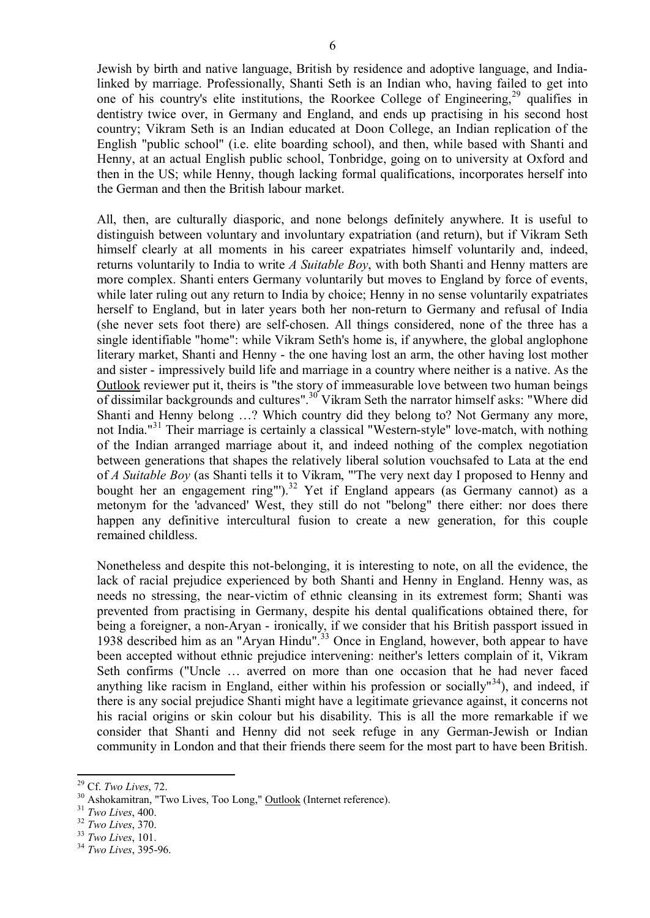Jewish by birth and native language, British by residence and adoptive language, and India-linked by marriage. Professionally, Shanti Seth is an Indian who, having failed to get into one of his country's elite institutions, the Roorkee College of Engineering,[29] qualifies in dentistry twice over, in Germany and England, and ends up practising in his second host country; Vikram Seth is an Indian educated at Doon College, an Indian replication of the English "public school" (i.e. elite boarding school), and then, while based with Shanti and Henny, at an actual English public school, Tonbridge, going on to university at Oxford and then in the US; while Henny, though lacking formal qualifications, incorporates herself into the German and then the British labour market.

All, then, are culturally diasporic, and none belongs definitely anywhere. It is useful to distinguish between voluntary and involuntary expatriation (and return), but if Vikram Seth himself clearly at all moments in his career expatriates himself voluntarily and, indeed, returns voluntarily to India to write *A Suitable Boy*, with both Shanti and Henny matters are more complex. Shanti enters Germany voluntarily but moves to England by force of events, while later ruling out any return to India by choice; Henny in no sense voluntarily expatriates herself to England, but in later years both her non-return to Germany and refusal of India (she never sets foot there) are self-chosen. All things considered, none of the three has a single identifiable "home": while Vikram Seth's home is, if anywhere, the global anglophone literary market, Shanti and Henny - the one having lost an arm, the other having lost mother and sister - impressively build life and marriage in a country where neither is a native. As the Outlook reviewer put it, theirs is "the story of immeasurable love between two human beings of dissimilar backgrounds and cultures".[30] Vikram Seth the narrator himself asks: "Where did Shanti and Henny belong …? Which country did they belong to? Not Germany any more, not India."[31] Their marriage is certainly a classical "Western-style" love-match, with nothing of the Indian arranged marriage about it, and indeed nothing of the complex negotiation between generations that shapes the relatively liberal solution vouchsafed to Lata at the end of *A Suitable Boy* (as Shanti tells it to Vikram, "'The very next day I proposed to Henny and bought her an engagement ring'").[32] Yet if England appears (as Germany cannot) as a metonym for the 'advanced' West, they still do not "belong" there either: nor does there happen any definitive intercultural fusion to create a new generation, for this couple remained childless.

Nonetheless and despite this not-belonging, it is interesting to note, on all the evidence, the lack of racial prejudice experienced by both Shanti and Henny in England. Henny was, as needs no stressing, the near-victim of ethnic cleansing in its extremest form; Shanti was prevented from practising in Germany, despite his dental qualifications obtained there, for being a foreigner, a non-Aryan - ironically, if we consider that his British passport issued in 1938 described him as an "Aryan Hindu".[33] Once in England, however, both appear to have been accepted without ethnic prejudice intervening: neither's letters complain of it, Vikram Seth confirms ("Uncle … averred on more than one occasion that he had never faced anything like racism in England, either within his profession or socially"[34]), and indeed, if there is any social prejudice Shanti might have a legitimate grievance against, it concerns not his racial origins or skin colour but his disability. This is all the more remarkable if we consider that Shanti and Henny did not seek refuge in any German-Jewish or Indian community in London and that their friends there seem for the most part to have been British.

---

[29] Cf. *Two Lives*, 72.

[30] Ashokamitran, "Two Lives, Too Long," Outlook (Internet reference).

[31] *Two Lives*, 400.

[32] *Two Lives*, 370.

[33] *Two Lives*, 101.

[34] *Two Lives*, 395-96.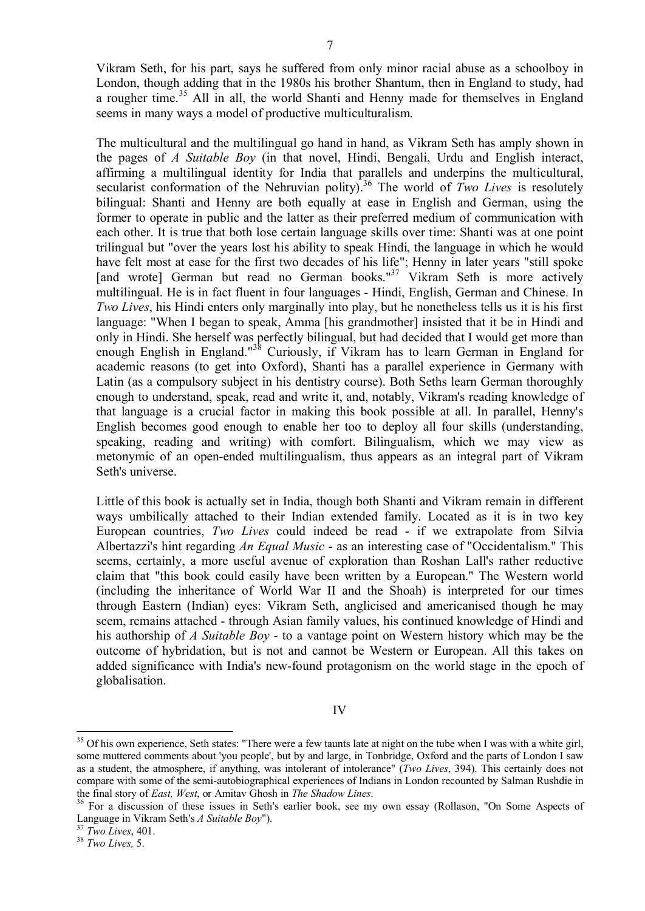Vikram Seth, for his part, says he suffered from only minor racial abuse as a schoolboy in London, though adding that in the 1980s his brother Shantum, then in England to study, had a rougher time.[35] All in all, the world Shanti and Henny made for themselves in England seems in many ways a model of productive multiculturalism.

The multicultural and the multilingual go hand in hand, as Vikram Seth has amply shown in the pages of *A Suitable Boy* (in that novel, Hindi, Bengali, Urdu and English interact, affirming a multilingual identity for India that parallels and underpins the multicultural, secularist conformation of the Nehruvian polity).[36] The world of *Two Lives* is resolutely bilingual: Shanti and Henny are both equally at ease in English and German, using the former to operate in public and the latter as their preferred medium of communication with each other. It is true that both lose certain language skills over time: Shanti was at one point trilingual but "over the years lost his ability to speak Hindi, the language in which he would have felt most at ease for the first two decades of his life"; Henny in later years "still spoke [and wrote] German but read no German books."[37] Vikram Seth is more actively multilingual. He is in fact fluent in four languages - Hindi, English, German and Chinese. In *Two Lives*, his Hindi enters only marginally into play, but he nonetheless tells us it is his first language: "When I began to speak, Amma [his grandmother] insisted that it be in Hindi and only in Hindi. She herself was perfectly bilingual, but had decided that I would get more than enough English in England."[38] Curiously, if Vikram has to learn German in England for academic reasons (to get into Oxford), Shanti has a parallel experience in Germany with Latin (as a compulsory subject in his dentistry course). Both Seths learn German thoroughly enough to understand, speak, read and write it, and, notably, Vikram's reading knowledge of that language is a crucial factor in making this book possible at all. In parallel, Henny's English becomes good enough to enable her too to deploy all four skills (understanding, speaking, reading and writing) with comfort. Bilingualism, which we may view as metonymic of an open-ended multilingualism, thus appears as an integral part of Vikram Seth's universe.

Little of this book is actually set in India, though both Shanti and Vikram remain in different ways umbilically attached to their Indian extended family. Located as it is in two key European countries, *Two Lives* could indeed be read - if we extrapolate from Silvia Albertazzi's hint regarding *An Equal Music* - as an interesting case of "Occidentalism." This seems, certainly, a more useful avenue of exploration than Roshan Lall's rather reductive claim that "this book could easily have been written by a European." The Western world (including the inheritance of World War II and the Shoah) is interpreted for our times through Eastern (Indian) eyes: Vikram Seth, anglicised and americanised though he may seem, remains attached - through Asian family values, his continued knowledge of Hindi and his authorship of *A Suitable Boy* - to a vantage point on Western history which may be the outcome of hybridation, but is not and cannot be Western or European. All this takes on added significance with India's new-found protagonism on the world stage in the epoch of globalisation.

## IV

---

[35] Of his own experience, Seth states: "There were a few taunts late at night on the tube when I was with a white girl, some muttered comments about 'you people', but by and large, in Tonbridge, Oxford and the parts of London I saw as a student, the atmosphere, if anything, was intolerant of intolerance" (*Two Lives*, 394). This certainly does not compare with some of the semi-autobiographical experiences of Indians in London recounted by Salman Rushdie in the final story of *East, West*, or Amitav Ghosh in *The Shadow Lines*.

[36] For a discussion of these issues in Seth's earlier book, see my own essay (Rollason, "On Some Aspects of Language in Vikram Seth's *A Suitable Boy*").

[37] *Two Lives*, 401.

[38] *Two Lives,* 5.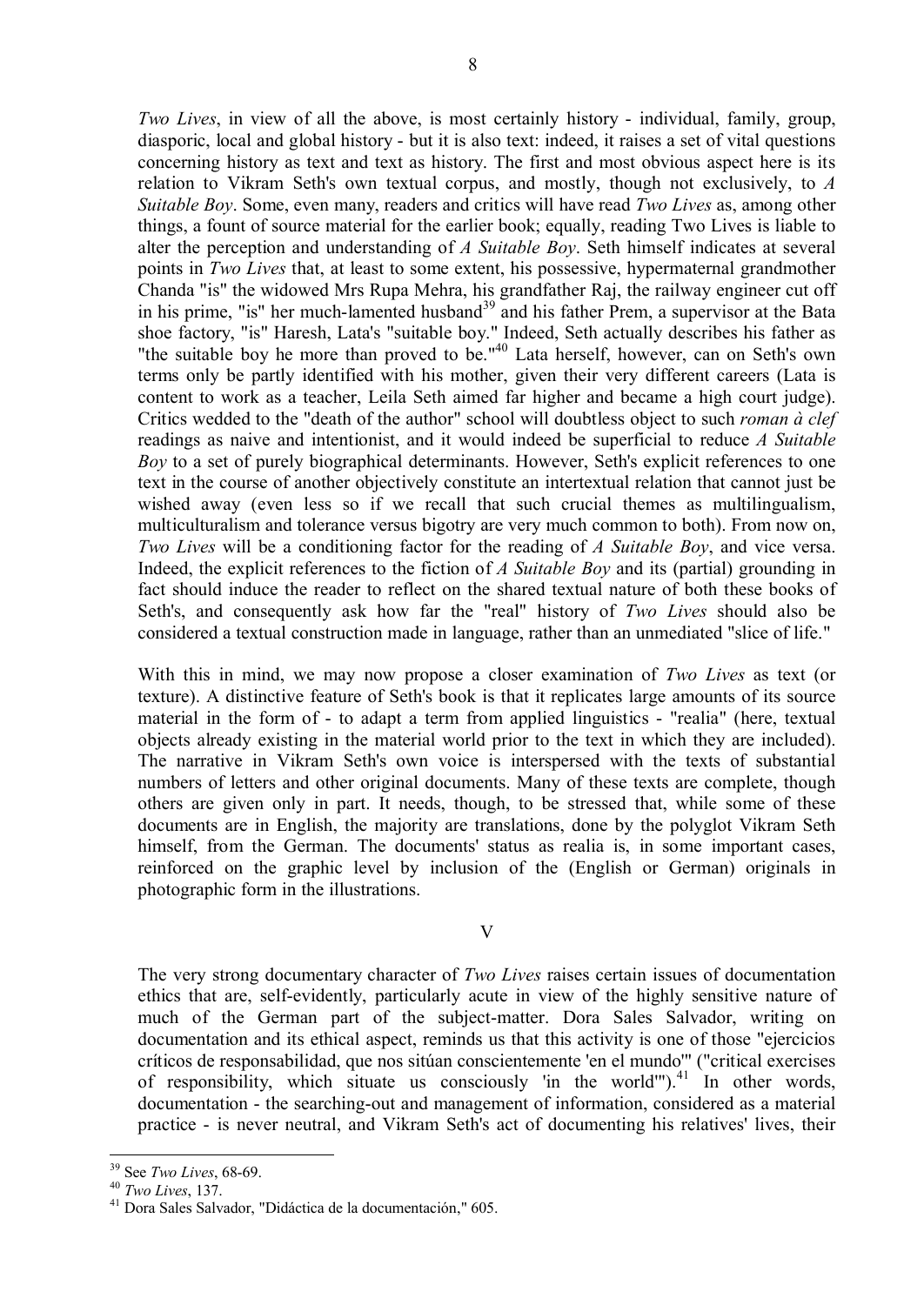*Two Lives*, in view of all the above, is most certainly history - individual, family, group, diasporic, local and global history - but it is also text: indeed, it raises a set of vital questions concerning history as text and text as history. The first and most obvious aspect here is its relation to Vikram Seth's own textual corpus, and mostly, though not exclusively, to *A Suitable Boy*. Some, even many, readers and critics will have read *Two Lives* as, among other things, a fount of source material for the earlier book; equally, reading Two Lives is liable to alter the perception and understanding of *A Suitable Boy*. Seth himself indicates at several points in *Two Lives* that, at least to some extent, his possessive, hypermaternal grandmother Chanda "is" the widowed Mrs Rupa Mehra, his grandfather Raj, the railway engineer cut off in his prime, "is" her much-lamented husband[39] and his father Prem, a supervisor at the Bata shoe factory, "is" Haresh, Lata's "suitable boy." Indeed, Seth actually describes his father as "the suitable boy he more than proved to be."[40] Lata herself, however, can on Seth's own terms only be partly identified with his mother, given their very different careers (Lata is content to work as a teacher, Leila Seth aimed far higher and became a high court judge). Critics wedded to the "death of the author" school will doubtless object to such *roman à clef* readings as naive and intentionist, and it would indeed be superficial to reduce *A Suitable Boy* to a set of purely biographical determinants. However, Seth's explicit references to one text in the course of another objectively constitute an intertextual relation that cannot just be wished away (even less so if we recall that such crucial themes as multilingualism, multiculturalism and tolerance versus bigotry are very much common to both). From now on, *Two Lives* will be a conditioning factor for the reading of *A Suitable Boy*, and vice versa. Indeed, the explicit references to the fiction of *A Suitable Boy* and its (partial) grounding in fact should induce the reader to reflect on the shared textual nature of both these books of Seth's, and consequently ask how far the "real" history of *Two Lives* should also be considered a textual construction made in language, rather than an unmediated "slice of life."

With this in mind, we may now propose a closer examination of *Two Lives* as text (or texture). A distinctive feature of Seth's book is that it replicates large amounts of its source material in the form of - to adapt a term from applied linguistics - "realia" (here, textual objects already existing in the material world prior to the text in which they are included). The narrative in Vikram Seth's own voice is interspersed with the texts of substantial numbers of letters and other original documents. Many of these texts are complete, though others are given only in part. It needs, though, to be stressed that, while some of these documents are in English, the majority are translations, done by the polyglot Vikram Seth himself, from the German. The documents' status as realia is, in some important cases, reinforced on the graphic level by inclusion of the (English or German) originals in photographic form in the illustrations.

## V

The very strong documentary character of *Two Lives* raises certain issues of documentation ethics that are, self-evidently, particularly acute in view of the highly sensitive nature of much of the German part of the subject-matter. Dora Sales Salvador, writing on documentation and its ethical aspect, reminds us that this activity is one of those "ejercicios críticos de responsabilidad, que nos sitúan conscientemente 'en el mundo'" ("critical exercises of responsibility, which situate us consciously 'in the world'").[41] In other words, documentation - the searching-out and management of information, considered as a material practice - is never neutral, and Vikram Seth's act of documenting his relatives' lives, their

---

[39] See *Two Lives*, 68-69.

[40] *Two Lives*, 137.

[41] Dora Sales Salvador, "Didáctica de la documentación," 605.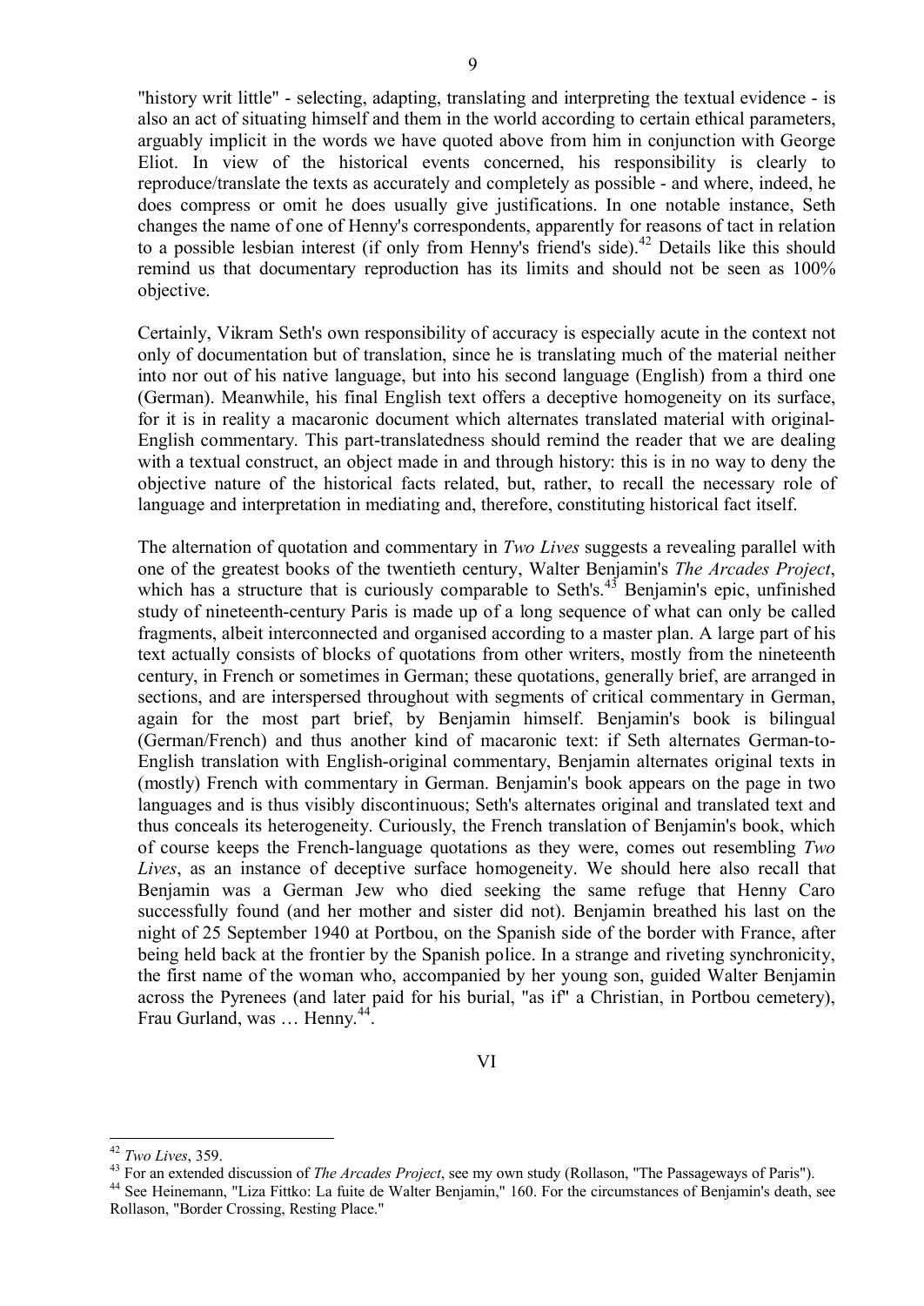"history writ little" - selecting, adapting, translating and interpreting the textual evidence - is also an act of situating himself and them in the world according to certain ethical parameters, arguably implicit in the words we have quoted above from him in conjunction with George Eliot. In view of the historical events concerned, his responsibility is clearly to reproduce/translate the texts as accurately and completely as possible - and where, indeed, he does compress or omit he does usually give justifications. In one notable instance, Seth changes the name of one of Henny's correspondents, apparently for reasons of tact in relation to a possible lesbian interest (if only from Henny's friend's side).[42] Details like this should remind us that documentary reproduction has its limits and should not be seen as 100% objective.

Certainly, Vikram Seth's own responsibility of accuracy is especially acute in the context not only of documentation but of translation, since he is translating much of the material neither into nor out of his native language, but into his second language (English) from a third one (German). Meanwhile, his final English text offers a deceptive homogeneity on its surface, for it is in reality a macaronic document which alternates translated material with original-English commentary. This part-translatedness should remind the reader that we are dealing with a textual construct, an object made in and through history: this is in no way to deny the objective nature of the historical facts related, but, rather, to recall the necessary role of language and interpretation in mediating and, therefore, constituting historical fact itself.

The alternation of quotation and commentary in *Two Lives* suggests a revealing parallel with one of the greatest books of the twentieth century, Walter Benjamin's *The Arcades Project*, which has a structure that is curiously comparable to Seth's.[43] Benjamin's epic, unfinished study of nineteenth-century Paris is made up of a long sequence of what can only be called fragments, albeit interconnected and organised according to a master plan. A large part of his text actually consists of blocks of quotations from other writers, mostly from the nineteenth century, in French or sometimes in German; these quotations, generally brief, are arranged in sections, and are interspersed throughout with segments of critical commentary in German, again for the most part brief, by Benjamin himself. Benjamin's book is bilingual (German/French) and thus another kind of macaronic text: if Seth alternates German-to-English translation with English-original commentary, Benjamin alternates original texts in (mostly) French with commentary in German. Benjamin's book appears on the page in two languages and is thus visibly discontinuous; Seth's alternates original and translated text and thus conceals its heterogeneity. Curiously, the French translation of Benjamin's book, which of course keeps the French-language quotations as they were, comes out resembling *Two Lives*, as an instance of deceptive surface homogeneity. We should here also recall that Benjamin was a German Jew who died seeking the same refuge that Henny Caro successfully found (and her mother and sister did not). Benjamin breathed his last on the night of 25 September 1940 at Portbou, on the Spanish side of the border with France, after being held back at the frontier by the Spanish police. In a strange and riveting synchronicity, the first name of the woman who, accompanied by her young son, guided Walter Benjamin across the Pyrenees (and later paid for his burial, "as if" a Christian, in Portbou cemetery), Frau Gurland, was … Henny.[44].

## VI

---

[42] *Two Lives*, 359.

[43] For an extended discussion of *The Arcades Project*, see my own study (Rollason, "The Passageways of Paris").

[44] See Heinemann, "Liza Fittko: La fuite de Walter Benjamin," 160. For the circumstances of Benjamin's death, see Rollason, "Border Crossing, Resting Place."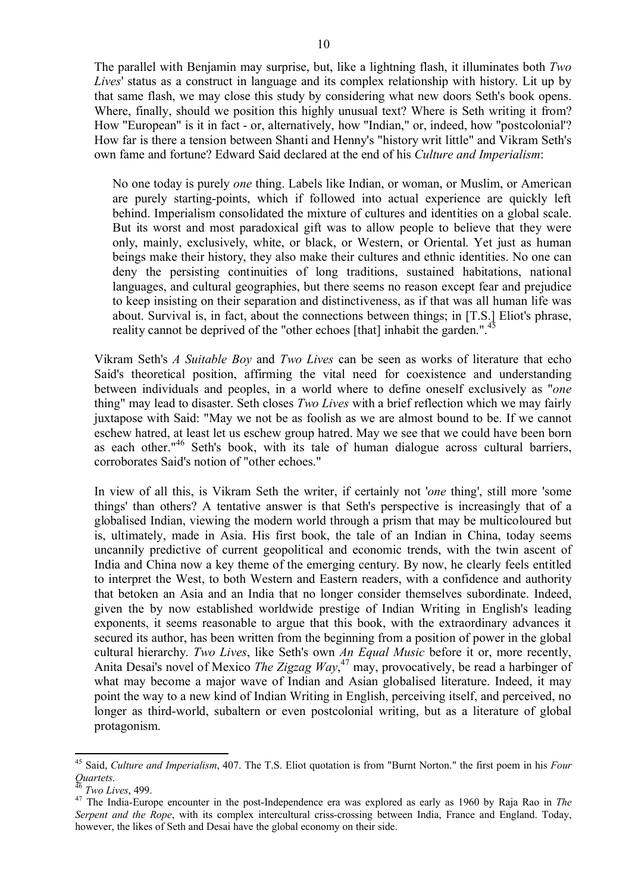The parallel with Benjamin may surprise, but, like a lightning flash, it illuminates both *Two Lives*' status as a construct in language and its complex relationship with history. Lit up by that same flash, we may close this study by considering what new doors Seth's book opens. Where, finally, should we position this highly unusual text? Where is Seth writing it from? How "European" is it in fact - or, alternatively, how "Indian," or, indeed, how "postcolonial"? How far is there a tension between Shanti and Henny's "history writ little" and Vikram Seth's own fame and fortune? Edward Said declared at the end of his *Culture and Imperialism*:

> No one today is purely *one* thing. Labels like Indian, or woman, or Muslim, or American are purely starting-points, which if followed into actual experience are quickly left behind. Imperialism consolidated the mixture of cultures and identities on a global scale. But its worst and most paradoxical gift was to allow people to believe that they were only, mainly, exclusively, white, or black, or Western, or Oriental. Yet just as human beings make their history, they also make their cultures and ethnic identities. No one can deny the persisting continuities of long traditions, sustained habitations, national languages, and cultural geographies, but there seems no reason except fear and prejudice to keep insisting on their separation and distinctiveness, as if that was all human life was about. Survival is, in fact, about the connections between things; in [T.S.] Eliot's phrase, reality cannot be deprived of the "other echoes [that] inhabit the garden.".[45]

Vikram Seth's *A Suitable Boy* and *Two Lives* can be seen as works of literature that echo Said's theoretical position, affirming the vital need for coexistence and understanding between individuals and peoples, in a world where to define oneself exclusively as "*one* thing" may lead to disaster. Seth closes *Two Lives* with a brief reflection which we may fairly juxtapose with Said: "May we not be as foolish as we are almost bound to be. If we cannot eschew hatred, at least let us eschew group hatred. May we see that we could have been born as each other."[46] Seth's book, with its tale of human dialogue across cultural barriers, corroborates Said's notion of "other echoes."

In view of all this, is Vikram Seth the writer, if certainly not '*one* thing', still more 'some things' than others? A tentative answer is that Seth's perspective is increasingly that of a globalised Indian, viewing the modern world through a prism that may be multicoloured but is, ultimately, made in Asia. His first book, the tale of an Indian in China, today seems uncannily predictive of current geopolitical and economic trends, with the twin ascent of India and China now a key theme of the emerging century. By now, he clearly feels entitled to interpret the West, to both Western and Eastern readers, with a confidence and authority that betoken an Asia and an India that no longer consider themselves subordinate. Indeed, given the by now established worldwide prestige of Indian Writing in English's leading exponents, it seems reasonable to argue that this book, with the extraordinary advances it secured its author, has been written from the beginning from a position of power in the global cultural hierarchy. *Two Lives*, like Seth's own *An Equal Music* before it or, more recently, Anita Desai's novel of Mexico *The Zigzag Way*,[47] may, provocatively, be read a harbinger of what may become a major wave of Indian and Asian globalised literature. Indeed, it may point the way to a new kind of Indian Writing in English, perceiving itself, and perceived, no longer as third-world, subaltern or even postcolonial writing, but as a literature of global protagonism.

---

[45] Said, *Culture and Imperialism*, 407. The T.S. Eliot quotation is from "Burnt Norton." the first poem in his *Four Quartets*.

[46] *Two Lives*, 499.

[47] The India-Europe encounter in the post-Independence era was explored as early as 1960 by Raja Rao in *The Serpent and the Rope*, with its complex intercultural criss-crossing between India, France and England. Today, however, the likes of Seth and Desai have the global economy on their side.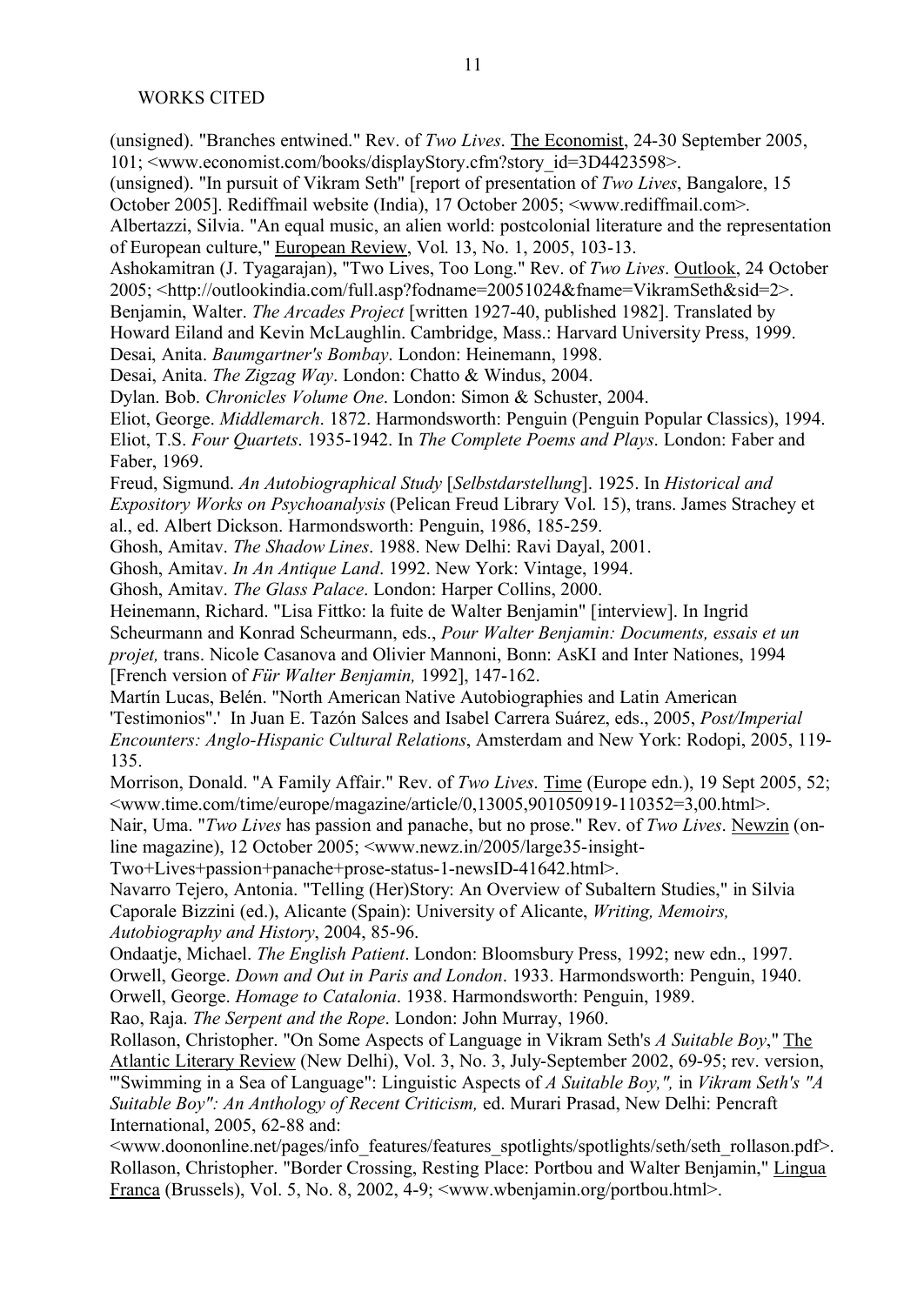WORKS CITED

(unsigned). "Branches entwined." Rev. of *Two Lives*. The Economist, 24-30 September 2005, 101; <www.economist.com/books/displayStory.cfm?story_id=3D4423598>.

(unsigned). "In pursuit of Vikram Seth" [report of presentation of *Two Lives*, Bangalore, 15 October 2005]. Rediffmail website (India), 17 October 2005; <www.rediffmail.com>.

Albertazzi, Silvia. "An equal music, an alien world: postcolonial literature and the representation of European culture," European Review, Vol. 13, No. 1, 2005, 103-13.

Ashokamitran (J. Tyagarajan), "Two Lives, Too Long." Rev. of *Two Lives*. Outlook, 24 October 2005; <http://outlookindia.com/full.asp?fodname=20051024&fname=VikramSeth&sid=2>.

Benjamin, Walter. *The Arcades Project* [written 1927-40, published 1982]. Translated by Howard Eiland and Kevin McLaughlin. Cambridge, Mass.: Harvard University Press, 1999.

Desai, Anita. *Baumgartner's Bombay*. London: Heinemann, 1998.

Desai, Anita. *The Zigzag Way*. London: Chatto & Windus, 2004.

Dylan. Bob. *Chronicles Volume One*. London: Simon & Schuster, 2004.

Eliot, George. *Middlemarch*. 1872. Harmondsworth: Penguin (Penguin Popular Classics), 1994.

Eliot, T.S. *Four Quartets*. 1935-1942. In *The Complete Poems and Plays*. London: Faber and Faber, 1969.

Freud, Sigmund. *An Autobiographical Study* [*Selbstdarstellung*]. 1925. In *Historical and Expository Works on Psychoanalysis* (Pelican Freud Library Vol. 15), trans. James Strachey et al., ed. Albert Dickson. Harmondsworth: Penguin, 1986, 185-259.

Ghosh, Amitav. *The Shadow Lines*. 1988. New Delhi: Ravi Dayal, 2001.

Ghosh, Amitav. *In An Antique Land*. 1992. New York: Vintage, 1994.

Ghosh, Amitav. *The Glass Palace*. London: Harper Collins, 2000.

Heinemann, Richard. "Lisa Fittko: la fuite de Walter Benjamin" [interview]. In Ingrid Scheurmann and Konrad Scheurmann, eds., *Pour Walter Benjamin: Documents, essais et un projet,* trans. Nicole Casanova and Olivier Mannoni, Bonn: AsKI and Inter Nationes, 1994 [French version of *Für Walter Benjamin,* 1992], 147-162.

Martín Lucas, Belén. "North American Native Autobiographies and Latin American 'Testimonios".' In Juan E. Tazón Salces and Isabel Carrera Suárez, eds., 2005, *Post/Imperial Encounters: Anglo-Hispanic Cultural Relations*, Amsterdam and New York: Rodopi, 2005, 119-135.

Morrison, Donald. "A Family Affair." Rev. of *Two Lives*. Time (Europe edn.), 19 Sept 2005, 52; <www.time.com/time/europe/magazine/article/0,13005,901050919-110352=3,00.html>.

Nair, Uma. "*Two Lives* has passion and panache, but no prose." Rev. of *Two Lives*. Newzin (on-line magazine), 12 October 2005; <www.newz.in/2005/large35-insight-Two+Lives+passion+panache+prose-status-1-newsID-41642.html>.

Navarro Tejero, Antonia. "Telling (Her)Story: An Overview of Subaltern Studies," in Silvia Caporale Bizzini (ed.), Alicante (Spain): University of Alicante, *Writing, Memoirs, Autobiography and History*, 2004, 85-96.

Ondaatje, Michael. *The English Patient*. London: Bloomsbury Press, 1992; new edn., 1997.

Orwell, George. *Down and Out in Paris and London*. 1933. Harmondsworth: Penguin, 1940.

Orwell, George. *Homage to Catalonia*. 1938. Harmondsworth: Penguin, 1989.

Rao, Raja. *The Serpent and the Rope*. London: John Murray, 1960.

Rollason, Christopher. "On Some Aspects of Language in Vikram Seth's *A Suitable Boy*," The Atlantic Literary Review (New Delhi), Vol. 3, No. 3, July-September 2002, 69-95; rev. version, "'Swimming in a Sea of Language": Linguistic Aspects of *A Suitable Boy,",* in *Vikram Seth's "A Suitable Boy": An Anthology of Recent Criticism,* ed. Murari Prasad, New Delhi: Pencraft International, 2005, 62-88 and: <www.doononline.net/pages/info_features/features_spotlights/spotlights/seth/seth_rollason.pdf>.

Rollason, Christopher. "Border Crossing, Resting Place: Portbou and Walter Benjamin," Lingua Franca (Brussels), Vol. 5, No. 8, 2002, 4-9; <www.wbenjamin.org/portbou.html>.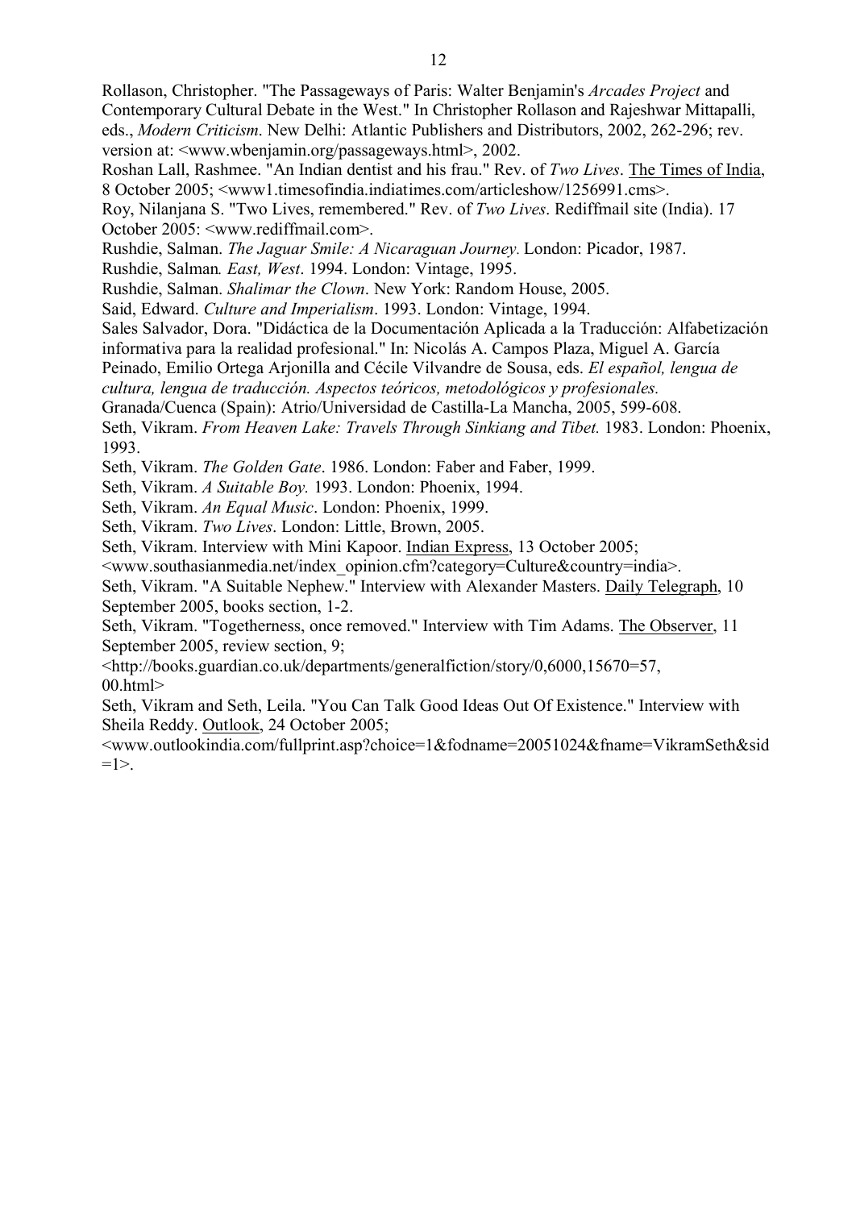Rollason, Christopher. "The Passageways of Paris: Walter Benjamin's *Arcades Project* and Contemporary Cultural Debate in the West." In Christopher Rollason and Rajeshwar Mittapalli, eds., *Modern Criticism*. New Delhi: Atlantic Publishers and Distributors, 2002, 262-296; rev. version at: <www.wbenjamin.org/passageways.html>, 2002.

Roshan Lall, Rashmee. "An Indian dentist and his frau." Rev. of *Two Lives*. The Times of India, 8 October 2005; <www1.timesofindia.indiatimes.com/articleshow/1256991.cms>.

Roy, Nilanjana S. "Two Lives, remembered." Rev. of *Two Lives*. Rediffmail site (India). 17 October 2005: <www.rediffmail.com>.

Rushdie, Salman. *The Jaguar Smile: A Nicaraguan Journey.* London: Picador, 1987.

Rushdie, Salman*. East, West*. 1994. London: Vintage, 1995.

Rushdie, Salman. *Shalimar the Clown*. New York: Random House, 2005.

Said, Edward. *Culture and Imperialism*. 1993. London: Vintage, 1994.

Sales Salvador, Dora. "Didáctica de la Documentación Aplicada a la Traducción: Alfabetización informativa para la realidad profesional." In: Nicolás A. Campos Plaza, Miguel A. García Peinado, Emilio Ortega Arjonilla and Cécile Vilvandre de Sousa, eds. *El español, lengua de cultura, lengua de traducción. Aspectos teóricos, metodológicos y profesionales.* Granada/Cuenca (Spain): Atrio/Universidad de Castilla-La Mancha, 2005, 599-608.

Seth, Vikram. *From Heaven Lake: Travels Through Sinkiang and Tibet.* 1983. London: Phoenix, 1993.

Seth, Vikram. *The Golden Gate*. 1986. London: Faber and Faber, 1999.

Seth, Vikram. *A Suitable Boy.* 1993. London: Phoenix, 1994.

Seth, Vikram. *An Equal Music*. London: Phoenix, 1999.

Seth, Vikram. *Two Lives*. London: Little, Brown, 2005.

Seth, Vikram. Interview with Mini Kapoor. Indian Express, 13 October 2005; <www.southasianmedia.net/index_opinion.cfm?category=Culture&country=india>.

Seth, Vikram. "A Suitable Nephew." Interview with Alexander Masters. Daily Telegraph, 10 September 2005, books section, 1-2.

Seth, Vikram. "Togetherness, once removed." Interview with Tim Adams. The Observer, 11 September 2005, review section, 9; <http://books.guardian.co.uk/departments/generalfiction/story/0,6000,15670=57, 00.html>

Seth, Vikram and Seth, Leila. "You Can Talk Good Ideas Out Of Existence." Interview with Sheila Reddy. Outlook, 24 October 2005; <www.outlookindia.com/fullprint.asp?choice=1&fodname=20051024&fname=VikramSeth&sid =1>.